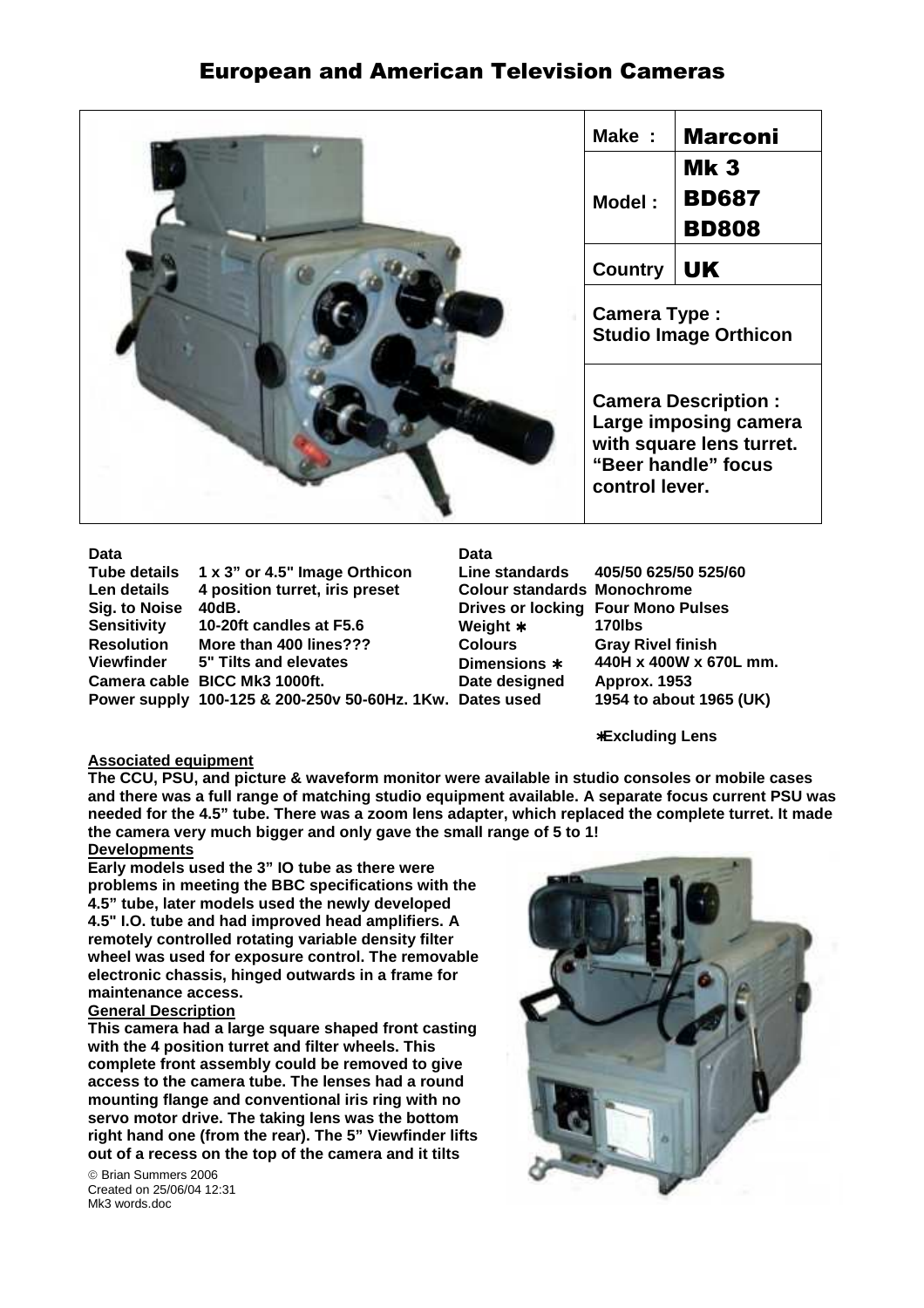# European and American Television Cameras

| | |
|---|---|
| **Make :** | **Marconi** |
| **Model :** | **Mk 3**<br>**BD687**<br>**BD808** |
| **Country** | **UK** |
| **Camera Type :** Studio Image Orthicon | |
| **Camera Description :** Large imposing camera with square lens turret. "Beer handle" focus control lever. | |

| Data | | Data | |
|---|---|---|---|
| **Tube details** | 1 x 3" or 4.5" Image Orthicon | **Line standards** | 405/50 625/50 525/60 |
| **Len details** | 4 position turret, iris preset | **Colour standards** | Monochrome |
| **Sig. to Noise** | 40dB. | **Drives or locking** | Four Mono Pulses |
| **Sensitivity** | 10-20ft candles at F5.6 | **Weight** ∗ | 170lbs |
| **Resolution** | More than 400 lines??? | **Colours** | Gray Rivel finish |
| **Viewfinder** | 5" Tilts and elevates | **Dimensions** ∗ | 440H x 400W x 670L mm. |
| **Camera cable** | BICC Mk3 1000ft. | **Date designed** | Approx. 1953 |
| **Power supply** | 100-125 & 200-250v 50-60Hz. 1Kw. | **Dates used** | 1954 to about 1965 (UK) |

∗Excluding Lens

**Associated equipment**

**The CCU, PSU, and picture & waveform monitor were available in studio consoles or mobile cases and there was a full range of matching studio equipment available. A separate focus current PSU was needed for the 4.5" tube. There was a zoom lens adapter, which replaced the complete turret. It made the camera very much bigger and only gave the small range of 5 to 1!**

**Developments**

**Early models used the 3" IO tube as there were problems in meeting the BBC specifications with the 4.5" tube, later models used the newly developed 4.5" I.O. tube and had improved head amplifiers. A remotely controlled rotating variable density filter wheel was used for exposure control. The removable electronic chassis, hinged outwards in a frame for maintenance access.**

**General Description**

**This camera had a large square shaped front casting with the 4 position turret and filter wheels. This complete front assembly could be removed to give access to the camera tube. The lenses had a round mounting flange and conventional iris ring with no servo motor drive. The taking lens was the bottom right hand one (from the rear). The 5" Viewfinder lifts out of a recess on the top of the camera and it tilts**

© Brian Summers 2006
Created on 25/06/04 12:31
Mk3 words.doc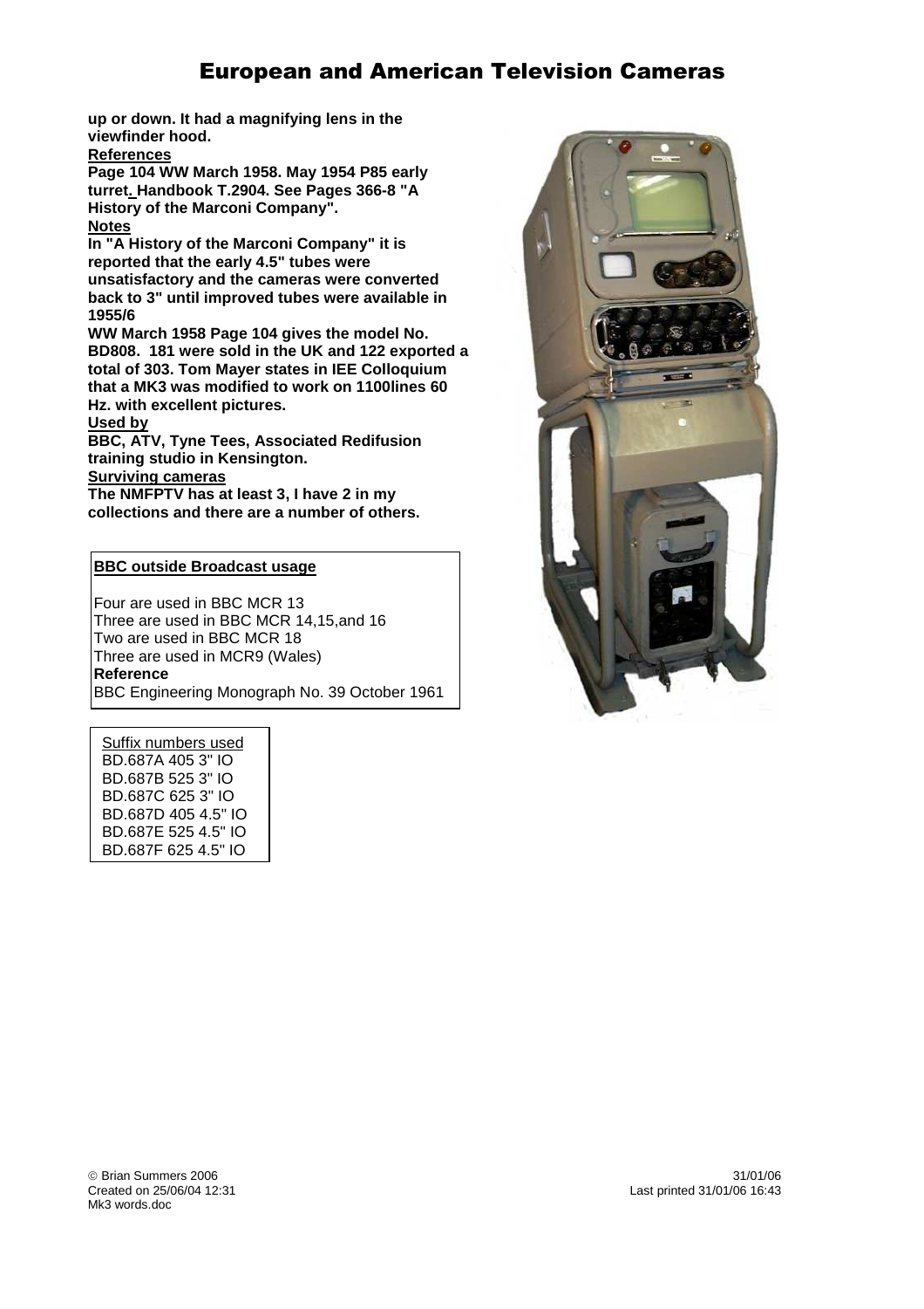# European and American Television Cameras

**up or down. It had a magnifying lens in the viewfinder hood.**

**References**

**Page 104 WW March 1958. May 1954 P85 early turret. Handbook T.2904. See Pages 366-8 "A History of the Marconi Company".**

**Notes**

**In "A History of the Marconi Company" it is reported that the early 4.5" tubes were unsatisfactory and the cameras were converted back to 3" until improved tubes were available in 1955/6**

**WW March 1958 Page 104 gives the model No. BD808. 181 were sold in the UK and 122 exported a total of 303. Tom Mayer states in IEE Colloquium that a MK3 was modified to work on 1100lines 60 Hz. with excellent pictures.**

**Used by**

**BBC, ATV, Tyne Tees, Associated Redifusion training studio in Kensington.**

**Surviving cameras**

**The NMFPTV has at least 3, I have 2 in my collections and there are a number of others.**

**BBC outside Broadcast usage**

Four are used in BBC MCR 13
Three are used in BBC MCR 14,15,and 16
Two are used in BBC MCR 18
Three are used in MCR9 (Wales)

**Reference**

BBC Engineering Monograph No. 39 October 1961

Suffix numbers used

BD.687A 405 3" IO
BD.687B 525 3" IO
BD.687C 625 3" IO
BD.687D 405 4.5" IO
BD.687E 525 4.5" IO
BD.687F 625 4.5" IO